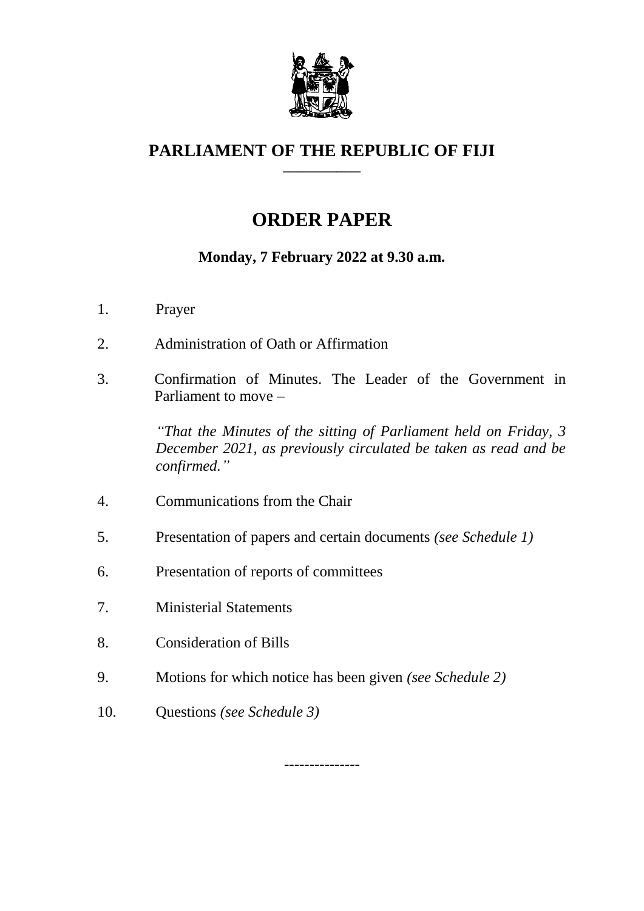# PARLIAMENT OF THE REPUBLIC OF FIJI

## ORDER PAPER

**Monday, 7 February 2022 at 9.30 a.m.**

1. Prayer

2. Administration of Oath or Affirmation

3. Confirmation of Minutes. The Leader of the Government in Parliament to move –

   *"That the Minutes of the sitting of Parliament held on Friday, 3 December 2021, as previously circulated be taken as read and be confirmed."*

4. Communications from the Chair

5. Presentation of papers and certain documents *(see Schedule 1)*

6. Presentation of reports of committees

7. Ministerial Statements

8. Consideration of Bills

9. Motions for which notice has been given *(see Schedule 2)*

10. Questions *(see Schedule 3)*

---------------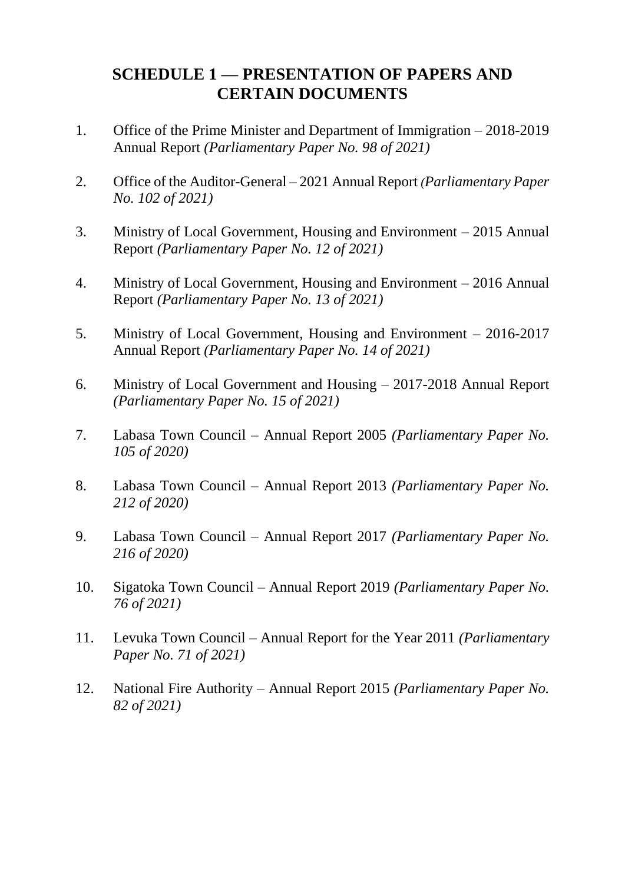# SCHEDULE 1 — PRESENTATION OF PAPERS AND CERTAIN DOCUMENTS

1. Office of the Prime Minister and Department of Immigration – 2018-2019 Annual Report *(Parliamentary Paper No. 98 of 2021)*

2. Office of the Auditor-General – 2021 Annual Report *(Parliamentary Paper No. 102 of 2021)*

3. Ministry of Local Government, Housing and Environment – 2015 Annual Report *(Parliamentary Paper No. 12 of 2021)*

4. Ministry of Local Government, Housing and Environment – 2016 Annual Report *(Parliamentary Paper No. 13 of 2021)*

5. Ministry of Local Government, Housing and Environment – 2016-2017 Annual Report *(Parliamentary Paper No. 14 of 2021)*

6. Ministry of Local Government and Housing – 2017-2018 Annual Report *(Parliamentary Paper No. 15 of 2021)*

7. Labasa Town Council – Annual Report 2005 *(Parliamentary Paper No. 105 of 2020)*

8. Labasa Town Council – Annual Report 2013 *(Parliamentary Paper No. 212 of 2020)*

9. Labasa Town Council – Annual Report 2017 *(Parliamentary Paper No. 216 of 2020)*

10. Sigatoka Town Council – Annual Report 2019 *(Parliamentary Paper No. 76 of 2021)*

11. Levuka Town Council – Annual Report for the Year 2011 *(Parliamentary Paper No. 71 of 2021)*

12. National Fire Authority – Annual Report 2015 *(Parliamentary Paper No. 82 of 2021)*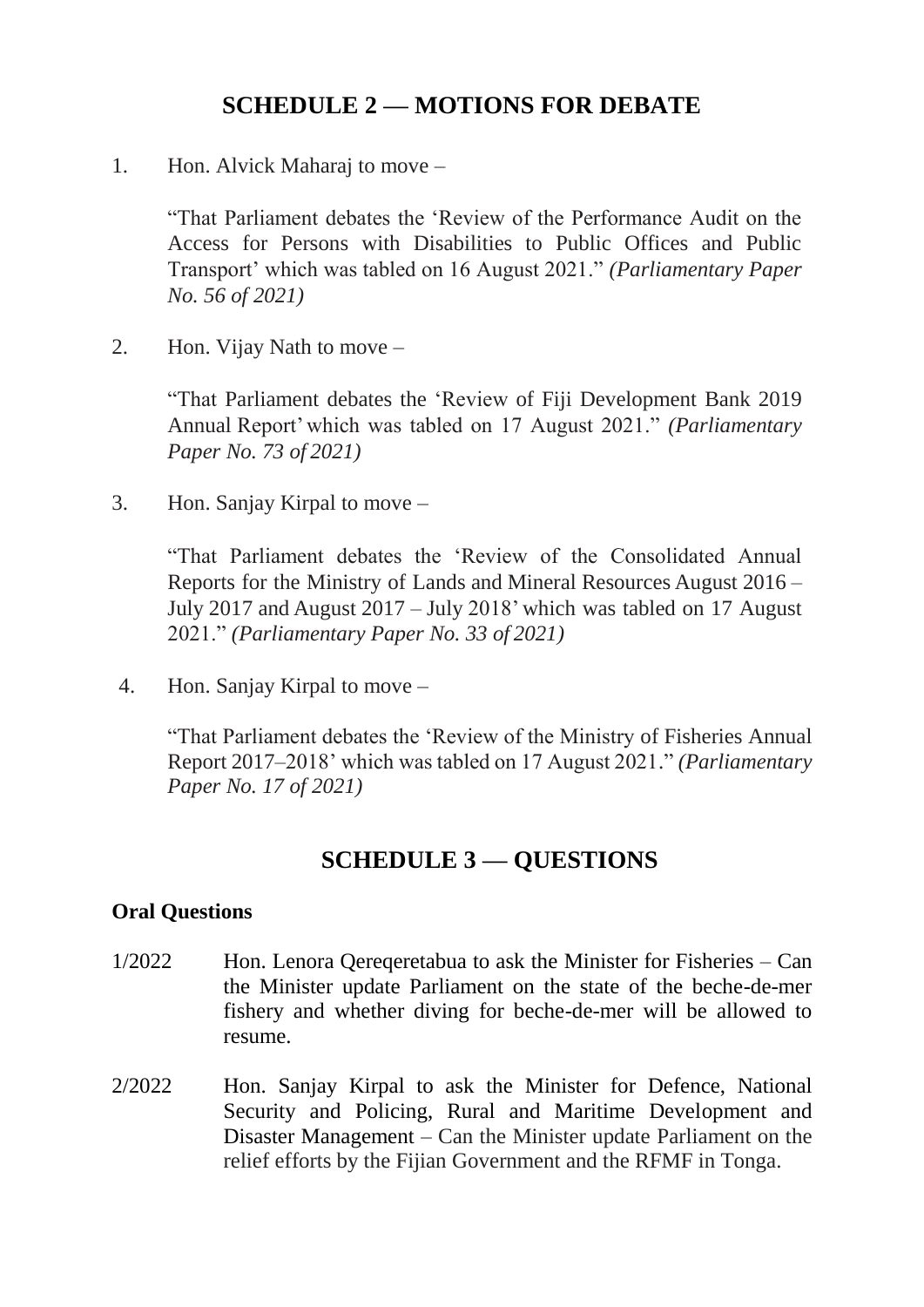## SCHEDULE 2 — MOTIONS FOR DEBATE

1. Hon. Alvick Maharaj to move –

   "That Parliament debates the 'Review of the Performance Audit on the Access for Persons with Disabilities to Public Offices and Public Transport' which was tabled on 16 August 2021." *(Parliamentary Paper No. 56 of 2021)*

2. Hon. Vijay Nath to move –

   "That Parliament debates the 'Review of Fiji Development Bank 2019 Annual Report' which was tabled on 17 August 2021." *(Parliamentary Paper No. 73 of 2021)*

3. Hon. Sanjay Kirpal to move –

   "That Parliament debates the 'Review of the Consolidated Annual Reports for the Ministry of Lands and Mineral Resources August 2016 – July 2017 and August 2017 – July 2018' which was tabled on 17 August 2021." *(Parliamentary Paper No. 33 of 2021)*

4. Hon. Sanjay Kirpal to move –

   "That Parliament debates the 'Review of the Ministry of Fisheries Annual Report 2017–2018' which was tabled on 17 August 2021." *(Parliamentary Paper No. 17 of 2021)*

## SCHEDULE 3 — QUESTIONS

**Oral Questions**

1/2022 Hon. Lenora Qereqeretabua to ask the Minister for Fisheries – Can the Minister update Parliament on the state of the beche-de-mer fishery and whether diving for beche-de-mer will be allowed to resume.

2/2022 Hon. Sanjay Kirpal to ask the Minister for Defence, National Security and Policing, Rural and Maritime Development and Disaster Management – Can the Minister update Parliament on the relief efforts by the Fijian Government and the RFMF in Tonga.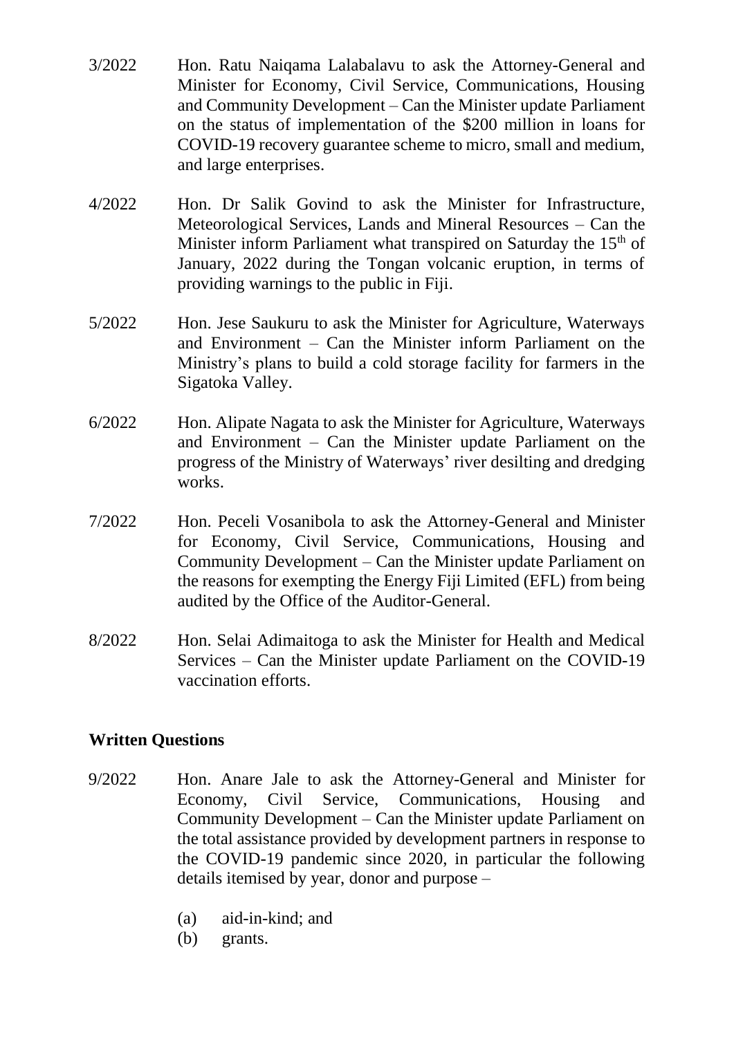3/2022 Hon. Ratu Naiqama Lalabalavu to ask the Attorney-General and Minister for Economy, Civil Service, Communications, Housing and Community Development – Can the Minister update Parliament on the status of implementation of the $200 million in loans for COVID-19 recovery guarantee scheme to micro, small and medium, and large enterprises.

4/2022 Hon. Dr Salik Govind to ask the Minister for Infrastructure, Meteorological Services, Lands and Mineral Resources – Can the Minister inform Parliament what transpired on Saturday the 15th of January, 2022 during the Tongan volcanic eruption, in terms of providing warnings to the public in Fiji.

5/2022 Hon. Jese Saukuru to ask the Minister for Agriculture, Waterways and Environment – Can the Minister inform Parliament on the Ministry's plans to build a cold storage facility for farmers in the Sigatoka Valley.

6/2022 Hon. Alipate Nagata to ask the Minister for Agriculture, Waterways and Environment – Can the Minister update Parliament on the progress of the Ministry of Waterways' river desilting and dredging works.

7/2022 Hon. Peceli Vosanibola to ask the Attorney-General and Minister for Economy, Civil Service, Communications, Housing and Community Development – Can the Minister update Parliament on the reasons for exempting the Energy Fiji Limited (EFL) from being audited by the Office of the Auditor-General.

8/2022 Hon. Selai Adimaitoga to ask the Minister for Health and Medical Services – Can the Minister update Parliament on the COVID-19 vaccination efforts.

## Written Questions

9/2022 Hon. Anare Jale to ask the Attorney-General and Minister for Economy, Civil Service, Communications, Housing and Community Development – Can the Minister update Parliament on the total assistance provided by development partners in response to the COVID-19 pandemic since 2020, in particular the following details itemised by year, donor and purpose –

(a) aid-in-kind; and
(b) grants.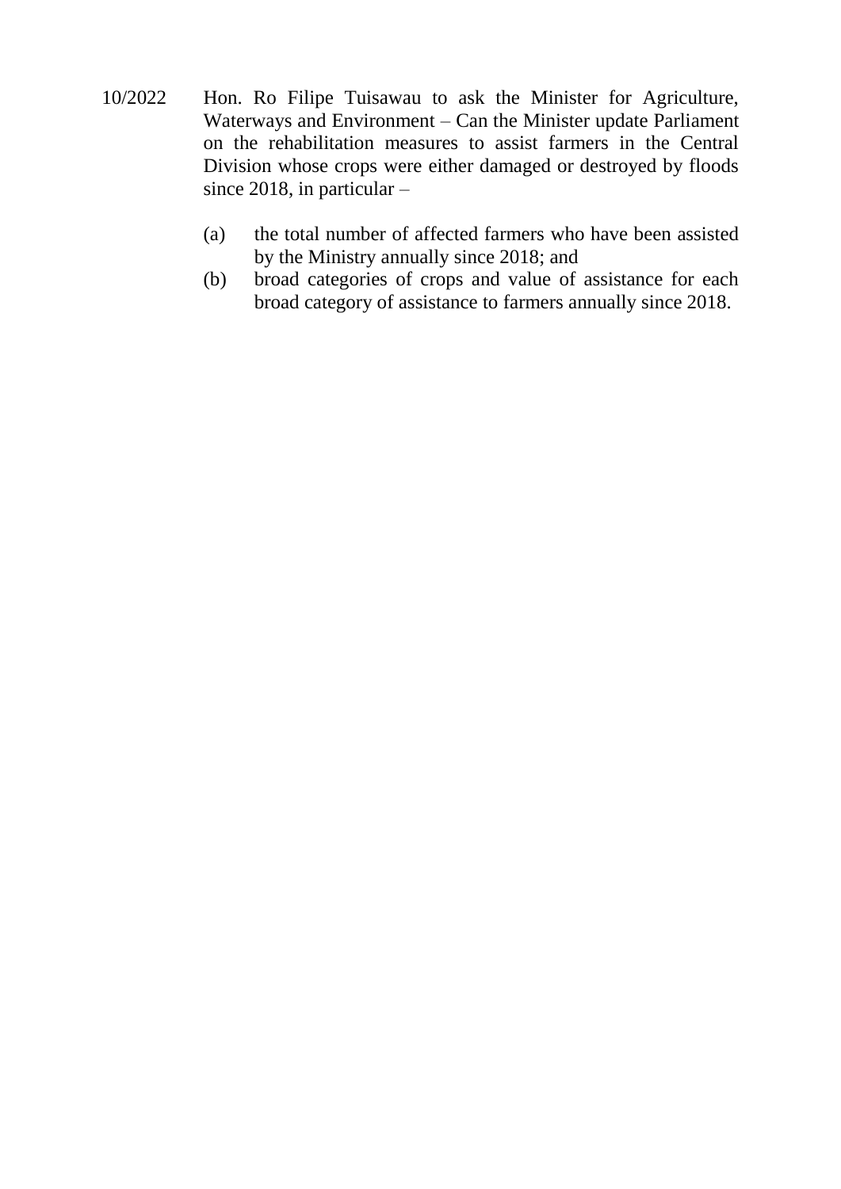10/2022 Hon. Ro Filipe Tuisawau to ask the Minister for Agriculture, Waterways and Environment – Can the Minister update Parliament on the rehabilitation measures to assist farmers in the Central Division whose crops were either damaged or destroyed by floods since 2018, in particular –

(a) the total number of affected farmers who have been assisted by the Ministry annually since 2018; and

(b) broad categories of crops and value of assistance for each broad category of assistance to farmers annually since 2018.